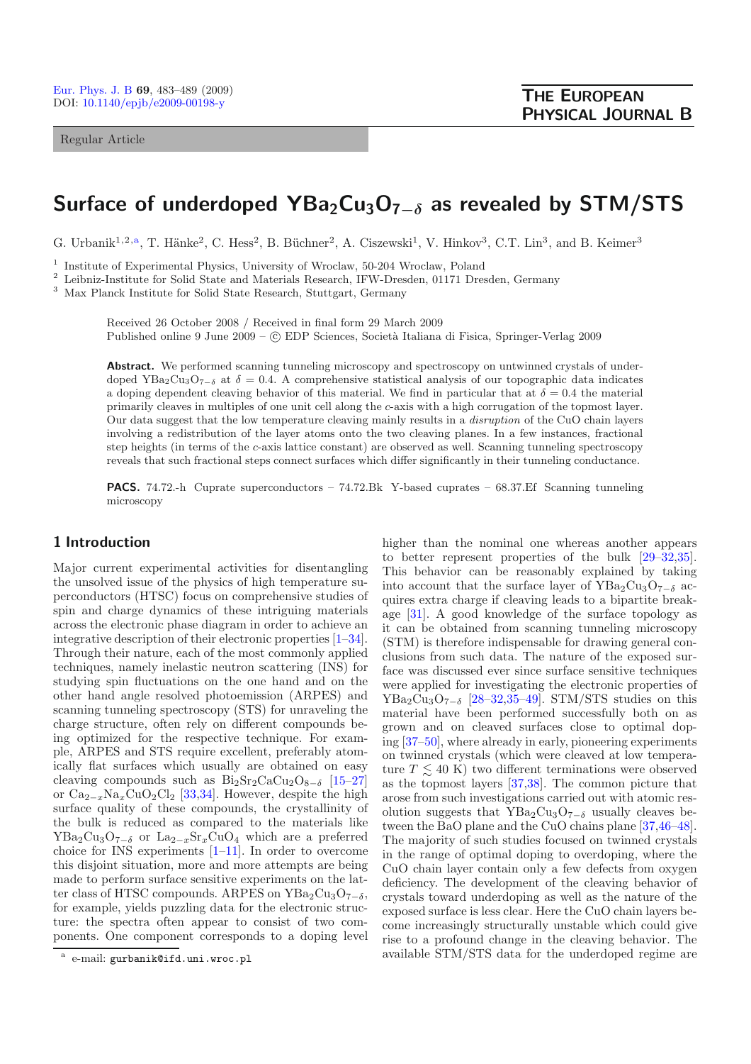Regular Article

# Surface of underdoped $YBa_2Cu_3O_{7-\delta}$ as revealed by STM/STS

G. Urbanik[1,2,a], T. Hänke[2], C. Hess[2], B. Büchner[2], A. Ciszewski[1], V. Hinkov[3], C.T. Lin[3], and B. Keimer[3]

[1] Institute of Experimental Physics, University of Wroclaw, 50-204 Wroclaw, Poland
[2] Leibniz-Institute for Solid State and Materials Research, IFW-Dresden, 01171 Dresden, Germany
[3] Max Planck Institute for Solid State Research, Stuttgart, Germany

Received 26 October 2008 / Received in final form 29 March 2009
Published online 9 June 2009 – © EDP Sciences, Società Italiana di Fisica, Springer-Verlag 2009

**Abstract.** We performed scanning tunneling microscopy and spectroscopy on untwinned crystals of underdoped $YBa_2Cu_3O_{7-\delta}$ at $\delta = 0.4$. A comprehensive statistical analysis of our topographic data indicates a doping dependent cleaving behavior of this material. We find in particular that at $\delta = 0.4$ the material primarily cleaves in multiples of one unit cell along the $c$-axis with a high corrugation of the topmost layer. Our data suggest that the low temperature cleaving mainly results in a *disruption* of the CuO chain layers involving a redistribution of the layer atoms onto the two cleaving planes. In a few instances, fractional step heights (in terms of the $c$-axis lattice constant) are observed as well. Scanning tunneling spectroscopy reveals that such fractional steps connect surfaces which differ significantly in their tunneling conductance.

**PACS.** 74.72.-h Cuprate superconductors – 74.72.Bk Y-based cuprates – 68.37.Ef Scanning tunneling microscopy

## 1 Introduction

Major current experimental activities for disentangling the unsolved issue of the physics of high temperature superconductors (HTSC) focus on comprehensive studies of spin and charge dynamics of these intriguing materials across the electronic phase diagram in order to achieve an integrative description of their electronic properties [1–34]. Through their nature, each of the most commonly applied techniques, namely inelastic neutron scattering (INS) for studying spin fluctuations on the one hand and on the other hand angle resolved photoemission (ARPES) and scanning tunneling spectroscopy (STS) for unraveling the charge structure, often rely on different compounds being optimized for the respective technique. For example, ARPES and STS require excellent, preferably atomically flat surfaces which usually are obtained on easy cleaving compounds such as $Bi_2Sr_2CaCu_2O_{8-\delta}$ [15–27] or $Ca_{2-x}Na_xCuO_2Cl_2$ [33,34]. However, despite the high surface quality of these compounds, the crystallinity of the bulk is reduced as compared to the materials like $YBa_2Cu_3O_{7-\delta}$ or $La_{2-x}Sr_xCuO_4$ which are a preferred choice for INS experiments [1–11]. In order to overcome this disjoint situation, more and more attempts are being made to perform surface sensitive experiments on the latter class of HTSC compounds. ARPES on $YBa_2Cu_3O_{7-\delta}$, for example, yields puzzling data for the electronic structure: the spectra often appear to consist of two components. One component corresponds to a doping level higher than the nominal one whereas another appears to better represent properties of the bulk [29–32,35]. This behavior can be reasonably explained by taking into account that the surface layer of $YBa_2Cu_3O_{7-\delta}$ acquires extra charge if cleaving leads to a bipartite breakage [31]. A good knowledge of the surface topology as it can be obtained from scanning tunneling microscopy (STM) is therefore indispensable for drawing general conclusions from such data. The nature of the exposed surface was discussed ever since surface sensitive techniques were applied for investigating the electronic properties of $YBa_2Cu_3O_{7-\delta}$ [28–32,35–49]. STM/STS studies on this material have been performed successfully both on as grown and on cleaved surfaces close to optimal doping [37–50], where already in early, pioneering experiments on twinned crystals (which were cleaved at low temperature $T \lesssim 40$ K) two different terminations were observed as the topmost layers [37,38]. The common picture that arose from such investigations carried out with atomic resolution suggests that $YBa_2Cu_3O_{7-\delta}$ usually cleaves between the BaO plane and the CuO chains plane [37,46–48]. The majority of such studies focused on twinned crystals in the range of optimal doping to overdoping, where the CuO chain layer contain only a few defects from oxygen deficiency. The development of the cleaving behavior of crystals toward underdoping as well as the nature of the exposed surface is less clear. Here the CuO chain layers become increasingly structurally unstable which could give rise to a profound change in the cleaving behavior. The available STM/STS data for the underdoped regime are

[a] e-mail: gurbanik@ifd.uni.wroc.pl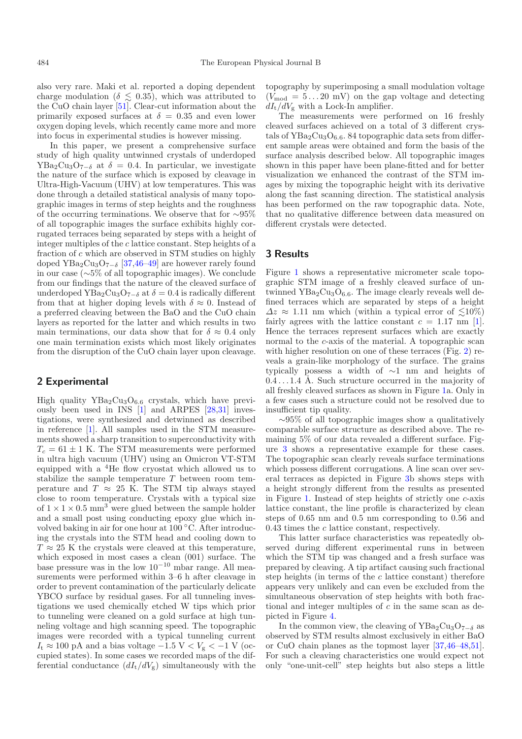also very rare. Maki et al. reported a doping dependent charge modulation ($\delta \lesssim 0.35$), which was attributed to the CuO chain layer [51]. Clear-cut information about the primarily exposed surfaces at $\delta = 0.35$ and even lower oxygen doping levels, which recently came more and more into focus in experimental studies is however missing.

In this paper, we present a comprehensive surface study of high quality untwinned crystals of underdoped $YBa_2Cu_3O_{7-\delta}$ at $\delta = 0.4$. In particular, we investigate the nature of the surface which is exposed by cleavage in Ultra-High-Vacuum (UHV) at low temperatures. This was done through a detailed statistical analysis of many topographic images in terms of step heights and the roughness of the occurring terminations. We observe that for ∼95% of all topographic images the surface exhibits highly corrugated terraces being separated by steps with a height of integer multiples of the $c$ lattice constant. Step heights of a fraction of $c$ which are observed in STM studies on highly doped $YBa_2Cu_3O_{7-\delta}$ [37,46–49] are however rarely found in our case (∼5% of all topographic images). We conclude from our findings that the nature of the cleaved surface of underdoped $YBa_2Cu_3O_{7-\delta}$ at $\delta = 0.4$ is radically different from that at higher doping levels with $\delta \approx 0$. Instead of a preferred cleaving between the BaO and the CuO chain layers as reported for the latter and which results in two main terminations, our data show that for $\delta \approx 0.4$ only one main termination exists which most likely originates from the disruption of the CuO chain layer upon cleavage.

## 2 Experimental

High quality $YBa_2Cu_3O_{6.6}$ crystals, which have previously been used in INS [1] and ARPES [28,31] investigations, were synthesized and detwinned as described in reference [1]. All samples used in the STM measurements showed a sharp transition to superconductivity with $T_c = 61 \pm 1$ K. The STM measurements were performed in ultra high vacuum (UHV) using an Omicron VT-STM equipped with a $^4$He flow cryostat which allowed us to stabilize the sample temperature $T$ between room temperature and $T \approx 25$ K. The STM tip always stayed close to room temperature. Crystals with a typical size of $1 \times 1 \times 0.5$ mm$^3$ were glued between the sample holder and a small post using conducting epoxy glue which involved baking in air for one hour at 100 °C. After introducing the crystals into the STM head and cooling down to $T \approx 25$ K the crystals were cleaved at this temperature, which exposed in most cases a clean (001) surface. The base pressure was in the low $10^{-10}$ mbar range. All measurements were performed within 3–6 h after cleavage in order to prevent contamination of the particularly delicate YBCO surface by residual gases. For all tunneling investigations we used chemically etched W tips which prior to tunneling were cleaned on a gold surface at high tunneling voltage and high scanning speed. The topographic images were recorded with a typical tunneling current $I_t \approx 100$ pA and a bias voltage $-1.5$ V $< V_g < -1$ V (occupied states). In some cases we recorded maps of the differential conductance ($dI_t/dV_g$) simultaneously with the topography by superimposing a small modulation voltage ($V_{mod} = 5 \ldots 20$ mV) on the gap voltage and detecting $dI_t/dV_g$ with a Lock-In amplifier.

The measurements were performed on 16 freshly cleaved surfaces achieved on a total of 3 different crystals of $YBa_2Cu_3O_{6.6}$. 84 topographic data sets from different sample areas were obtained and form the basis of the surface analysis described below. All topographic images shown in this paper have been plane-fitted and for better visualization we enhanced the contrast of the STM images by mixing the topographic height with its derivative along the fast scanning direction. The statistical analysis has been performed on the raw topographic data. Note, that no qualitative difference between data measured on different crystals were detected.

## 3 Results

Figure 1 shows a representative micrometer scale topographic STM image of a freshly cleaved surface of untwinned $YBa_2Cu_3O_{6.6}$. The image clearly reveals well defined terraces which are separated by steps of a height $\Delta z \approx 1.11$ nm which (within a typical error of $\lesssim$10%) fairly agrees with the lattice constant $c = 1.17$ nm [1]. Hence the terraces represent surfaces which are exactly normal to the $c$-axis of the material. A topographic scan with higher resolution on one of these terraces (Fig. 2) reveals a grain-like morphology of the surface. The grains typically possess a width of ∼1 nm and heights of $0.4 \ldots 1.4$ Å. Such structure occurred in the majority of all freshly cleaved surfaces as shown in Figure 1a. Only in a few cases such a structure could not be resolved due to insufficient tip quality.

∼95% of all topographic images show a qualitatively comparable surface structure as described above. The remaining 5% of our data revealed a different surface. Figure 3 shows a representative example for these cases. The topographic scan clearly reveals surface terminations which possess different corrugations. A line scan over several terraces as depicted in Figure 3b shows steps with a height strongly different from the results as presented in Figure 1. Instead of step heights of strictly one $c$-axis lattice constant, the line profile is characterized by clean steps of 0.65 nm and 0.5 nm corresponding to 0.56 and 0.43 times the $c$ lattice constant, respectively.

This latter surface characteristics was repeatedly observed during different experimental runs in between which the STM tip was changed and a fresh surface was prepared by cleaving. A tip artifact causing such fractional step heights (in terms of the $c$ lattice constant) therefore appears very unlikely and can even be excluded from the simultaneous observation of step heights with both fractional and integer multiples of $c$ in the same scan as depicted in Figure 4.

In the common view, the cleaving of $YBa_2Cu_3O_{7-\delta}$ as observed by STM results almost exclusively in either BaO or CuO chain planes as the topmost layer [37,46–48,51]. For such a cleaving characteristics one would expect not only "one-unit-cell" step heights but also steps a little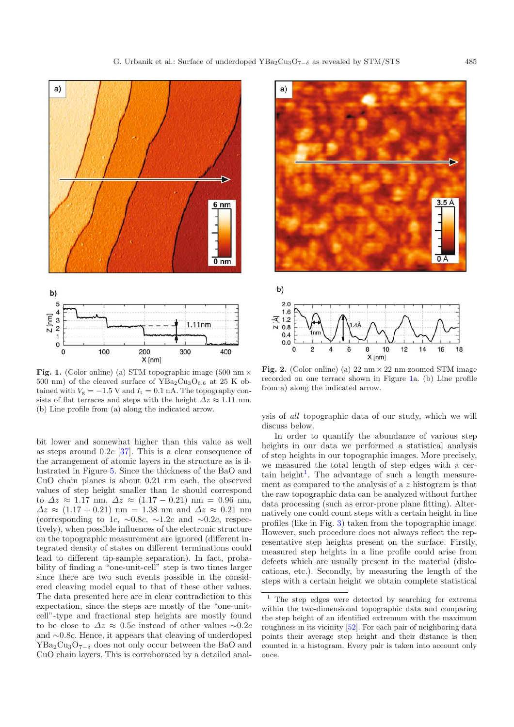**Fig. 1.** (Color online) (a) STM topographic image (500 nm × 500 nm) of the cleaved surface of $YBa_2Cu_3O_{6.6}$ at 25 K obtained with $V_g = -1.5$ V and $I_t = 0.1$ nA. The topography consists of flat terraces and steps with the height $\Delta z \approx 1.11$ nm. (b) Line profile from (a) along the indicated arrow.

**Fig. 2.** (Color online) (a) 22 nm × 22 nm zoomed STM image recorded on one terrace shown in Figure 1a. (b) Line profile from a) along the indicated arrow.

bit lower and somewhat higher than this value as well as steps around 0.2$c$ [37]. This is a clear consequence of the arrangement of atomic layers in the structure as is illustrated in Figure 5. Since the thickness of the BaO and CuO chain planes is about 0.21 nm each, the observed values of step height smaller than 1$c$ should correspond to $\Delta z \approx 1.17$ nm, $\Delta z \approx (1.17 - 0.21)$ nm $= 0.96$ nm, $\Delta z \approx (1.17 + 0.21)$ nm $= 1.38$ nm and $\Delta z \approx 0.21$ nm (corresponding to 1$c$, ∼0.8$c$, ∼1.2$c$ and ∼0.2$c$, respectively), when possible influences of the electronic structure on the topographic measurement are ignored (different integrated density of states on different terminations could lead to different tip-sample separation). In fact, probability of finding a "one-unit-cell" step is two times larger since there are two such events possible in the considered cleaving model equal to that of these other values. The data presented here are in clear contradiction to this expectation, since the steps are mostly of the "one-unit-cell"-type and fractional step heights are mostly found to be close to $\Delta z \approx 0.5c$ instead of other values ∼0.2$c$ and ∼0.8$c$. Hence, it appears that cleaving of underdoped $YBa_2Cu_3O_{7-\delta}$ does not only occur between the BaO and CuO chain layers. This is corroborated by a detailed analysis of *all* topographic data of our study, which we will discuss below.

In order to quantify the abundance of various step heights in our data we performed a statistical analysis of step heights in our topographic images. More precisely, we measured the total length of step edges with a certain height[1]. The advantage of such a length measurement as compared to the analysis of a $z$ histogram is that the raw topographic data can be analyzed without further data processing (such as error-prone plane fitting). Alternatively one could count steps with a certain height in line profiles (like in Fig. 3) taken from the topographic image. However, such procedure does not always reflect the representative step heights present on the surface. Firstly, measured step heights in a line profile could arise from defects which are usually present in the material (dislocations, etc.). Secondly, by measuring the length of the steps with a certain height we obtain complete statistical

[1] The step edges were detected by searching for extrema within the two-dimensional topographic data and comparing the step height of an identified extremum with the maximum roughness in its vicinity [52]. For each pair of neighboring data points their average step height and their distance is then counted in a histogram. Every pair is taken into account only once.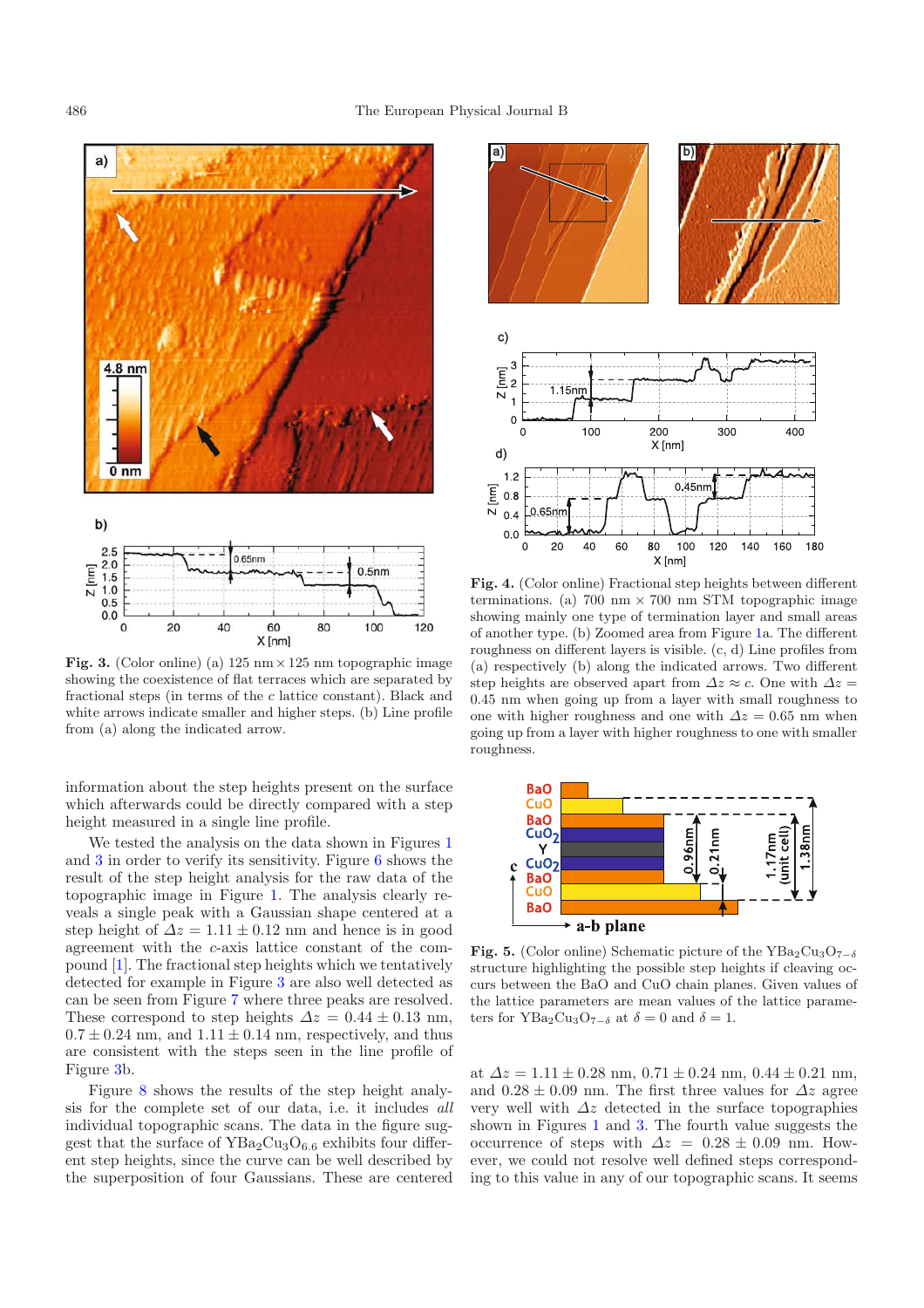**Fig. 3.** (Color online) (a) 125 nm × 125 nm topographic image showing the coexistence of flat terraces which are separated by fractional steps (in terms of the $c$ lattice constant). Black and white arrows indicate smaller and higher steps. (b) Line profile from (a) along the indicated arrow.

**Fig. 4.** (Color online) Fractional step heights between different terminations. (a) 700 nm × 700 nm STM topographic image showing mainly one type of termination layer and small areas of another type. (b) Zoomed area from Figure 1a. The different roughness on different layers is visible. (c, d) Line profiles from (a) respectively (b) along the indicated arrows. Two different step heights are observed apart from $\Delta z \approx c$. One with $\Delta z = 0.45$ nm when going up from a layer with small roughness to one with higher roughness and one with $\Delta z = 0.65$ nm when going up from a layer with higher roughness to one with smaller roughness.

**Fig. 5.** (Color online) Schematic picture of the $YBa_2Cu_3O_{7-\delta}$ structure highlighting the possible step heights if cleaving occurs between the BaO and CuO chain planes. Given values of the lattice parameters are mean values of the lattice parameters for $YBa_2Cu_3O_{7-\delta}$ at $\delta = 0$ and $\delta = 1$.

information about the step heights present on the surface which afterwards could be directly compared with a step height measured in a single line profile.

We tested the analysis on the data shown in Figures 1 and 3 in order to verify its sensitivity. Figure 6 shows the result of the step height analysis for the raw data of the topographic image in Figure 1. The analysis clearly reveals a single peak with a Gaussian shape centered at a step height of $\Delta z = 1.11 \pm 0.12$ nm and hence is in good agreement with the $c$-axis lattice constant of the compound [1]. The fractional step heights which we tentatively detected for example in Figure 3 are also well detected as can be seen from Figure 7 where three peaks are resolved. These correspond to step heights $\Delta z = 0.44 \pm 0.13$ nm, $0.7 \pm 0.24$ nm, and $1.11 \pm 0.14$ nm, respectively, and thus are consistent with the steps seen in the line profile of Figure 3b.

Figure 8 shows the results of the step height analysis for the complete set of our data, i.e. it includes *all* individual topographic scans. The data in the figure suggest that the surface of $YBa_2Cu_3O_{6.6}$ exhibits four different step heights, since the curve can be well described by the superposition of four Gaussians. These are centered at $\Delta z = 1.11 \pm 0.28$ nm, $0.71 \pm 0.24$ nm, $0.44 \pm 0.21$ nm, and $0.28 \pm 0.09$ nm. The first three values for $\Delta z$ agree very well with $\Delta z$ detected in the surface topographies shown in Figures 1 and 3. The fourth value suggests the occurrence of steps with $\Delta z = 0.28 \pm 0.09$ nm. However, we could not resolve well defined steps corresponding to this value in any of our topographic scans. It seems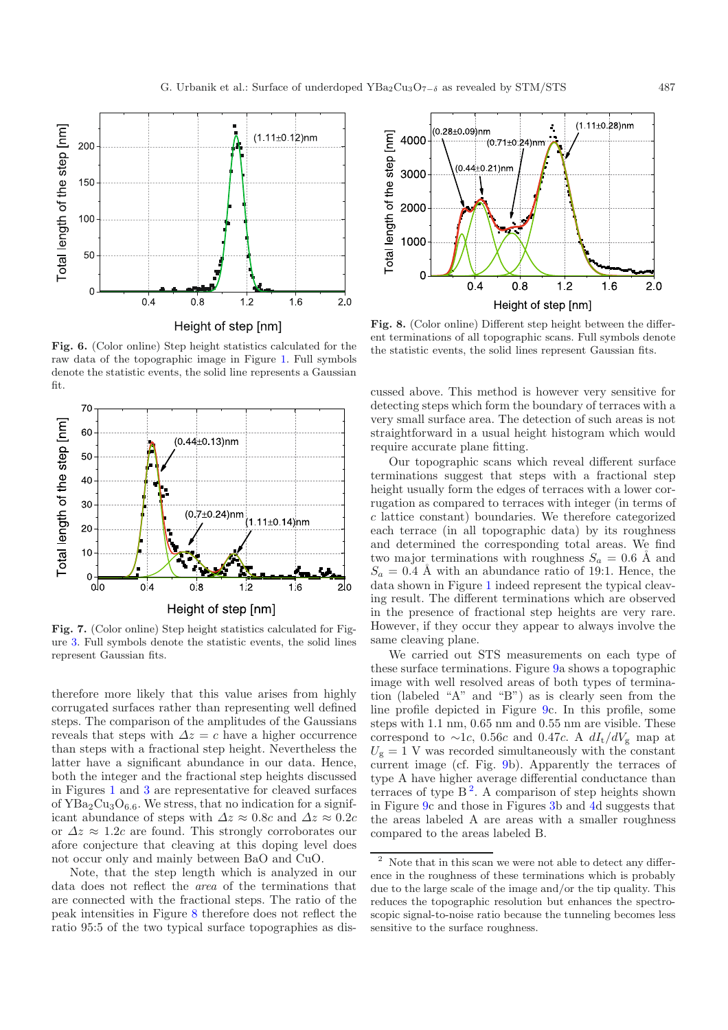**Fig. 6.** (Color online) Step height statistics calculated for the raw data of the topographic image in Figure 1. Full symbols denote the statistic events, the solid line represents a Gaussian fit.

**Fig. 7.** (Color online) Step height statistics calculated for Figure 3. Full symbols denote the statistic events, the solid lines represent Gaussian fits.

therefore more likely that this value arises from highly corrugated surfaces rather than representing well defined steps. The comparison of the amplitudes of the Gaussians reveals that steps with $\Delta z = c$ have a higher occurrence than steps with a fractional step height. Nevertheless the latter have a significant abundance in our data. Hence, both the integer and the fractional step heights discussed in Figures 1 and 3 are representative for cleaved surfaces of $YBa_2Cu_3O_{6.6}$. We stress, that no indication for a significant abundance of steps with $\Delta z \approx 0.8c$ and $\Delta z \approx 0.2c$ or $\Delta z \approx 1.2c$ are found. This strongly corroborates our afore conjecture that cleaving at this doping level does not occur only and mainly between BaO and CuO.

Note, that the step length which is analyzed in our data does not reflect the *area* of the terminations that are connected with the fractional steps. The ratio of the peak intensities in Figure 8 therefore does not reflect the ratio 95:5 of the two typical surface topographies as discussed above. This method is however very sensitive for detecting steps which form the boundary of terraces with a very small surface area. The detection of such areas is not straightforward in a usual height histogram which would require accurate plane fitting.

**Fig. 8.** (Color online) Different step height between the different terminations of all topographic scans. Full symbols denote the statistic events, the solid lines represent Gaussian fits.

Our topographic scans which reveal different surface terminations suggest that steps with a fractional step height usually form the edges of terraces with a lower corrugation as compared to terraces with integer (in terms of $c$ lattice constant) boundaries. We therefore categorized each terrace (in all topographic data) by its roughness and determined the corresponding total areas. We find two major terminations with roughness $S_a = 0.6$ Å and $S_a = 0.4$ Å with an abundance ratio of 19:1. Hence, the data shown in Figure 1 indeed represent the typical cleaving result. The different terminations which are observed in the presence of fractional step heights are very rare. However, if they occur they appear to always involve the same cleaving plane.

We carried out STS measurements on each type of these surface terminations. Figure 9a shows a topographic image with well resolved areas of both types of termination (labeled "A" and "B") as is clearly seen from the line profile depicted in Figure 9c. In this profile, some steps with 1.1 nm, 0.65 nm and 0.55 nm are visible. These correspond to $\sim 1c$, $0.56c$ and $0.47c$. A $dI_t/dV_g$ map at $U_g = 1$ V was recorded simultaneously with the constant current image (cf. Fig. 9b). Apparently the terraces of type A have higher average differential conductance than terraces of type B [2]. A comparison of step heights shown in Figure 9c and those in Figures 3b and 4d suggests that the areas labeled A are areas with a smaller roughness compared to the areas labeled B.

[2] Note that in this scan we were not able to detect any difference in the roughness of these terminations which is probably due to the large scale of the image and/or the tip quality. This reduces the topographic resolution but enhances the spectroscopic signal-to-noise ratio because the tunneling becomes less sensitive to the surface roughness.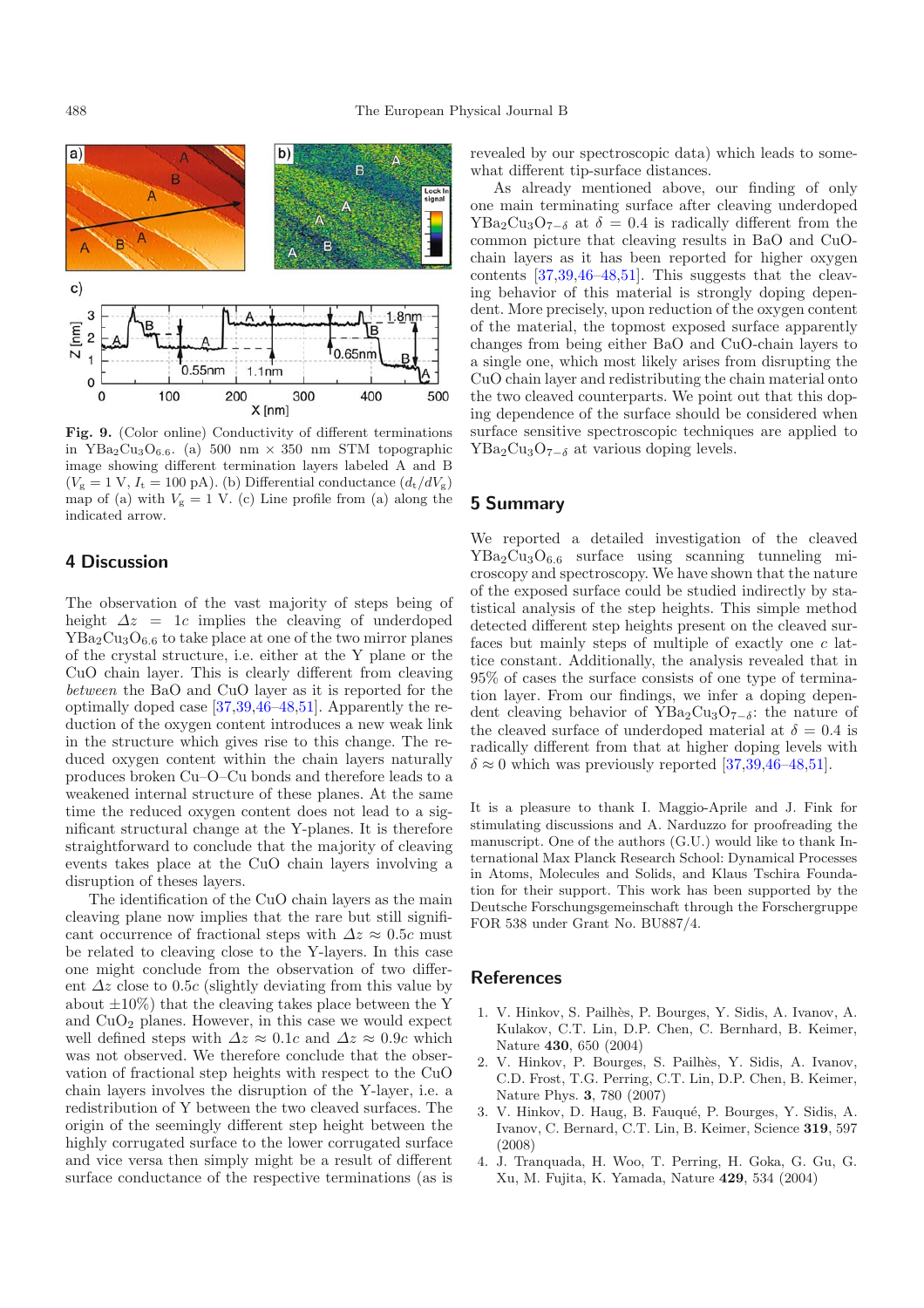**Fig. 9.** (Color online) Conductivity of different terminations in $YBa_2Cu_3O_{6.6}$. (a) 500 nm × 350 nm STM topographic image showing different termination layers labeled A and B ($V_g = 1$ V, $I_t = 100$ pA). (b) Differential conductance ($d_t/dV_g$) map of (a) with $V_g = 1$ V. (c) Line profile from (a) along the indicated arrow.

## 4 Discussion

The observation of the vast majority of steps being of height $\Delta z = 1c$ implies the cleaving of underdoped $YBa_2Cu_3O_{6.6}$ to take place at one of the two mirror planes of the crystal structure, i.e. either at the Y plane or the CuO chain layer. This is clearly different from cleaving *between* the BaO and CuO layer as it is reported for the optimally doped case [37,39,46–48,51]. Apparently the reduction of the oxygen content introduces a new weak link in the structure which gives rise to this change. The reduced oxygen content within the chain layers naturally produces broken Cu–O–Cu bonds and therefore leads to a weakened internal structure of these planes. At the same time the reduced oxygen content does not lead to a significant structural change at the Y-planes. It is therefore straightforward to conclude that the majority of cleaving events takes place at the CuO chain layers involving a disruption of theses layers.

The identification of the CuO chain layers as the main cleaving plane now implies that the rare but still significant occurrence of fractional steps with $\Delta z \approx 0.5c$ must be related to cleaving close to the Y-layers. In this case one might conclude from the observation of two different $\Delta z$ close to $0.5c$ (slightly deviating from this value by about ±10%) that the cleaving takes place between the Y and $CuO_2$ planes. However, in this case we would expect well defined steps with $\Delta z \approx 0.1c$ and $\Delta z \approx 0.9c$ which was not observed. We therefore conclude that the observation of fractional step heights with respect to the CuO chain layers involves the disruption of the Y-layer, i.e. a redistribution of Y between the two cleaved surfaces. The origin of the seemingly different step height between the highly corrugated surface to the lower corrugated surface and vice versa then simply might be a result of different surface conductance of the respective terminations (as is revealed by our spectroscopic data) which leads to somewhat different tip-surface distances.

As already mentioned above, our finding of only one main terminating surface after cleaving underdoped $YBa_2Cu_3O_{7-\delta}$ at $\delta = 0.4$ is radically different from the common picture that cleaving results in BaO and CuO-chain layers as it has been reported for higher oxygen contents [37,39,46–48,51]. This suggests that the cleaving behavior of this material is strongly doping dependent. More precisely, upon reduction of the oxygen content of the material, the topmost exposed surface apparently changes from being either BaO and CuO-chain layers to a single one, which most likely arises from disrupting the CuO chain layer and redistributing the chain material onto the two cleaved counterparts. We point out that this doping dependence of the surface should be considered when surface sensitive spectroscopic techniques are applied to $YBa_2Cu_3O_{7-\delta}$ at various doping levels.

## 5 Summary

We reported a detailed investigation of the cleaved $YBa_2Cu_3O_{6.6}$ surface using scanning tunneling microscopy and spectroscopy. We have shown that the nature of the exposed surface could be studied indirectly by statistical analysis of the step heights. This simple method detected different step heights present on the cleaved surfaces but mainly steps of multiple of exactly one $c$ lattice constant. Additionally, the analysis revealed that in 95% of cases the surface consists of one type of termination layer. From our findings, we infer a doping dependent cleaving behavior of $YBa_2Cu_3O_{7-\delta}$: the nature of the cleaved surface of underdoped material at $\delta = 0.4$ is radically different from that at higher doping levels with $\delta \approx 0$ which was previously reported [37,39,46–48,51].

It is a pleasure to thank I. Maggio-Aprile and J. Fink for stimulating discussions and A. Narduzzo for proofreading the manuscript. One of the authors (G.U.) would like to thank International Max Planck Research School: Dynamical Processes in Atoms, Molecules and Solids, and Klaus Tschira Foundation for their support. This work has been supported by the Deutsche Forschungsgemeinschaft through the Forschergruppe FOR 538 under Grant No. BU887/4.

## References

1. V. Hinkov, S. Pailhès, P. Bourges, Y. Sidis, A. Ivanov, A. Kulakov, C.T. Lin, D.P. Chen, C. Bernhard, B. Keimer, Nature **430**, 650 (2004)
2. V. Hinkov, P. Bourges, S. Pailhès, Y. Sidis, A. Ivanov, C.D. Frost, T.G. Perring, C.T. Lin, D.P. Chen, B. Keimer, Nature Phys. **3**, 780 (2007)
3. V. Hinkov, D. Haug, B. Fauqué, P. Bourges, Y. Sidis, A. Ivanov, C. Bernard, C.T. Lin, B. Keimer, Science **319**, 597 (2008)
4. J. Tranquada, H. Woo, T. Perring, H. Goka, G. Gu, G. Xu, M. Fujita, K. Yamada, Nature **429**, 534 (2004)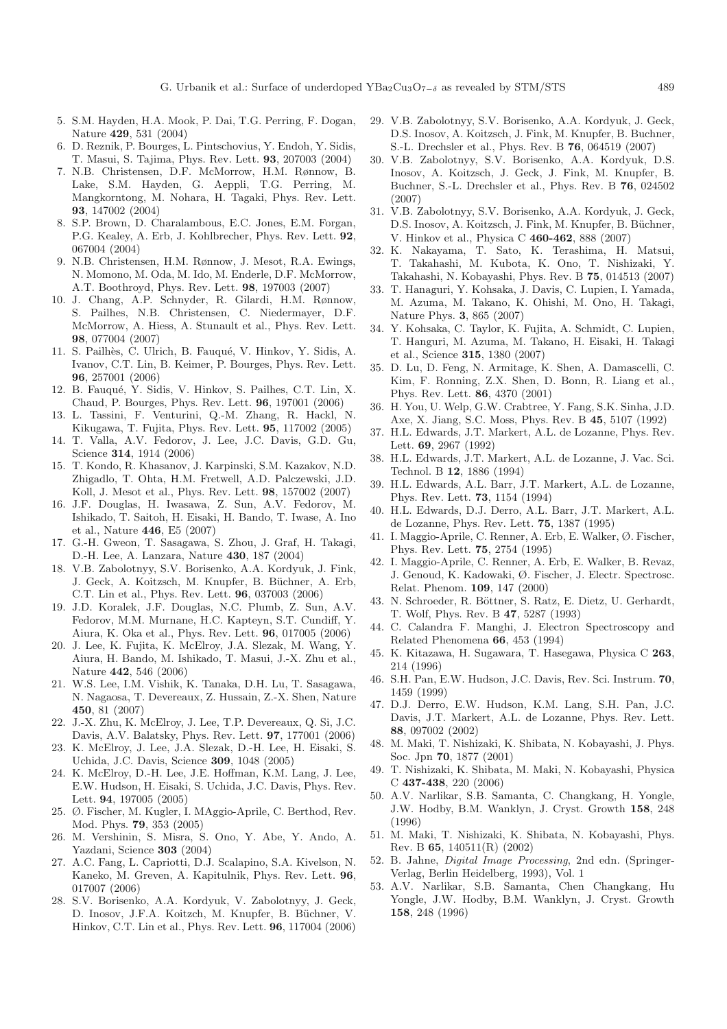5. S.M. Hayden, H.A. Mook, P. Dai, T.G. Perring, F. Dogan, Nature **429**, 531 (2004)
6. D. Reznik, P. Bourges, L. Pintschovius, Y. Endoh, Y. Sidis, T. Masui, S. Tajima, Phys. Rev. Lett. **93**, 207003 (2004)
7. N.B. Christensen, D.F. McMorrow, H.M. Rønnow, B. Lake, S.M. Hayden, G. Aeppli, T.G. Perring, M. Mangkorntong, M. Nohara, H. Tagaki, Phys. Rev. Lett. **93**, 147002 (2004)
8. S.P. Brown, D. Charalambous, E.C. Jones, E.M. Forgan, P.G. Kealey, A. Erb, J. Kohlbrecher, Phys. Rev. Lett. **92**, 067004 (2004)
9. N.B. Christensen, H.M. Rønnow, J. Mesot, R.A. Ewings, N. Momono, M. Oda, M. Ido, M. Enderle, D.F. McMorrow, A.T. Boothroyd, Phys. Rev. Lett. **98**, 197003 (2007)
10. J. Chang, A.P. Schnyder, R. Gilardi, H.M. Rønnow, S. Pailhes, N.B. Christensen, C. Niedermayer, D.F. McMorrow, A. Hiess, A. Stunault et al., Phys. Rev. Lett. **98**, 077004 (2007)
11. S. Pailhès, C. Ulrich, B. Fauqué, V. Hinkov, Y. Sidis, A. Ivanov, C.T. Lin, B. Keimer, P. Bourges, Phys. Rev. Lett. **96**, 257001 (2006)
12. B. Fauqué, Y. Sidis, V. Hinkov, S. Pailhes, C.T. Lin, X. Chaud, P. Bourges, Phys. Rev. Lett. **96**, 197001 (2006)
13. L. Tassini, F. Venturini, Q.-M. Zhang, R. Hackl, N. Kikugawa, T. Fujita, Phys. Rev. Lett. **95**, 117002 (2005)
14. T. Valla, A.V. Fedorov, J. Lee, J.C. Davis, G.D. Gu, Science **314**, 1914 (2006)
15. T. Kondo, R. Khasanov, J. Karpinski, S.M. Kazakov, N.D. Zhigadlo, T. Ohta, H.M. Fretwell, A.D. Palczewski, J.D. Koll, J. Mesot et al., Phys. Rev. Lett. **98**, 157002 (2007)
16. J.F. Douglas, H. Iwasawa, Z. Sun, A.V. Fedorov, M. Ishikado, T. Saitoh, H. Eisaki, H. Bando, T. Iwase, A. Ino et al., Nature **446**, E5 (2007)
17. G.-H. Gweon, T. Sasagawa, S. Zhou, J. Graf, H. Takagi, D.-H. Lee, A. Lanzara, Nature **430**, 187 (2004)
18. V.B. Zabolotnyy, S.V. Borisenko, A.A. Kordyuk, J. Fink, J. Geck, A. Koitzsch, M. Knupfer, B. Büchner, A. Erb, C.T. Lin et al., Phys. Rev. Lett. **96**, 037003 (2006)
19. J.D. Koralek, J.F. Douglas, N.C. Plumb, Z. Sun, A.V. Fedorov, M.M. Murnane, H.C. Kapteyn, S.T. Cundiff, Y. Aiura, K. Oka et al., Phys. Rev. Lett. **96**, 017005 (2006)
20. J. Lee, K. Fujita, K. McElroy, J.A. Slezak, M. Wang, Y. Aiura, H. Bando, M. Ishikado, T. Masui, J.-X. Zhu et al., Nature **442**, 546 (2006)
21. W.S. Lee, I.M. Vishik, K. Tanaka, D.H. Lu, T. Sasagawa, N. Nagaosa, T. Devereaux, Z. Hussain, Z.-X. Shen, Nature **450**, 81 (2007)
22. J.-X. Zhu, K. McElroy, J. Lee, T.P. Devereaux, Q. Si, J.C. Davis, A.V. Balatsky, Phys. Rev. Lett. **97**, 177001 (2006)
23. K. McElroy, J. Lee, J.A. Slezak, D.-H. Lee, H. Eisaki, S. Uchida, J.C. Davis, Science **309**, 1048 (2005)
24. K. McElroy, D.-H. Lee, J.E. Hoffman, K.M. Lang, J. Lee, E.W. Hudson, H. Eisaki, S. Uchida, J.C. Davis, Phys. Rev. Lett. **94**, 197005 (2005)
25. Ø. Fischer, M. Kugler, I. MAggio-Aprile, C. Berthod, Rev. Mod. Phys. **79**, 353 (2005)
26. M. Vershinin, S. Misra, S. Ono, Y. Abe, Y. Ando, A. Yazdani, Science **303** (2004)
27. A.C. Fang, L. Capriotti, D.J. Scalapino, S.A. Kivelson, N. Kaneko, M. Greven, A. Kapitulnik, Phys. Rev. Lett. **96**, 017007 (2006)
28. S.V. Borisenko, A.A. Kordyuk, V. Zabolotnyy, J. Geck, D. Inosov, J.F.A. Koitzch, M. Knupfer, B. Büchner, V. Hinkov, C.T. Lin et al., Phys. Rev. Lett. **96**, 117004 (2006)
29. V.B. Zabolotnyy, S.V. Borisenko, A.A. Kordyuk, J. Geck, D.S. Inosov, A. Koitzsch, J. Fink, M. Knupfer, B. Buchner, S.-L. Drechsler et al., Phys. Rev. B **76**, 064519 (2007)
30. V.B. Zabolotnyy, S.V. Borisenko, A.A. Kordyuk, D.S. Inosov, A. Koitzsch, J. Geck, J. Fink, M. Knupfer, B. Buchner, S.-L. Drechsler et al., Phys. Rev. B **76**, 024502 (2007)
31. V.B. Zabolotnyy, S.V. Borisenko, A.A. Kordyuk, J. Geck, D.S. Inosov, A. Koitzsch, J. Fink, M. Knupfer, B. Büchner, V. Hinkov et al., Physica C **460-462**, 888 (2007)
32. K. Nakayama, T. Sato, K. Terashima, H. Matsui, T. Takahashi, M. Kubota, K. Ono, T. Nishizaki, Y. Takahashi, N. Kobayashi, Phys. Rev. B **75**, 014513 (2007)
33. T. Hanaguri, Y. Kohsaka, J. Davis, C. Lupien, I. Yamada, M. Azuma, M. Takano, K. Ohishi, M. Ono, H. Takagi, Nature Phys. **3**, 865 (2007)
34. Y. Kohsaka, C. Taylor, K. Fujita, A. Schmidt, C. Lupien, T. Hanguri, M. Azuma, M. Takano, H. Eisaki, H. Takagi et al., Science **315**, 1380 (2007)
35. D. Lu, D. Feng, N. Armitage, K. Shen, A. Damascelli, C. Kim, F. Ronning, Z.X. Shen, D. Bonn, R. Liang et al., Phys. Rev. Lett. **86**, 4370 (2001)
36. H. You, U. Welp, G.W. Crabtree, Y. Fang, S.K. Sinha, J.D. Axe, X. Jiang, S.C. Moss, Phys. Rev. B **45**, 5107 (1992)
37. H.L. Edwards, J.T. Markert, A.L. de Lozanne, Phys. Rev. Lett. **69**, 2967 (1992)
38. H.L. Edwards, J.T. Markert, A.L. de Lozanne, J. Vac. Sci. Technol. B **12**, 1886 (1994)
39. H.L. Edwards, A.L. Barr, J.T. Markert, A.L. de Lozanne, Phys. Rev. Lett. **73**, 1154 (1994)
40. H.L. Edwards, D.J. Derro, A.L. Barr, J.T. Markert, A.L. de Lozanne, Phys. Rev. Lett. **75**, 1387 (1995)
41. I. Maggio-Aprile, C. Renner, A. Erb, E. Walker, Ø. Fischer, Phys. Rev. Lett. **75**, 2754 (1995)
42. I. Maggio-Aprile, C. Renner, A. Erb, E. Walker, B. Revaz, J. Genoud, K. Kadowaki, Ø. Fischer, J. Electr. Spectrosc. Relat. Phenom. **109**, 147 (2000)
43. N. Schroeder, R. Böttner, S. Ratz, E. Dietz, U. Gerhardt, T. Wolf, Phys. Rev. B **47**, 5287 (1993)
44. C. Calandra F. Manghi, J. Electron Spectroscopy and Related Phenomena **66**, 453 (1994)
45. K. Kitazawa, H. Sugawara, T. Hasegawa, Physica C **263**, 214 (1996)
46. S.H. Pan, E.W. Hudson, J.C. Davis, Rev. Sci. Instrum. **70**, 1459 (1999)
47. D.J. Derro, E.W. Hudson, K.M. Lang, S.H. Pan, J.C. Davis, J.T. Markert, A.L. de Lozanne, Phys. Rev. Lett. **88**, 097002 (2002)
48. M. Maki, T. Nishizaki, K. Shibata, N. Kobayashi, J. Phys. Soc. Jpn **70**, 1877 (2001)
49. T. Nishizaki, K. Shibata, M. Maki, N. Kobayashi, Physica C **437-438**, 220 (2006)
50. A.V. Narlikar, S.B. Samanta, C. Changkang, H. Yongle, J.W. Hodby, B.M. Wanklyn, J. Cryst. Growth **158**, 248 (1996)
51. M. Maki, T. Nishizaki, K. Shibata, N. Kobayashi, Phys. Rev. B **65**, 140511(R) (2002)
52. B. Jahne, *Digital Image Processing*, 2nd edn. (Springer-Verlag, Berlin Heidelberg, 1993), Vol. 1
53. A.V. Narlikar, S.B. Samanta, Chen Changkang, Hu Yongle, J.W. Hodby, B.M. Wanklyn, J. Cryst. Growth **158**, 248 (1996)